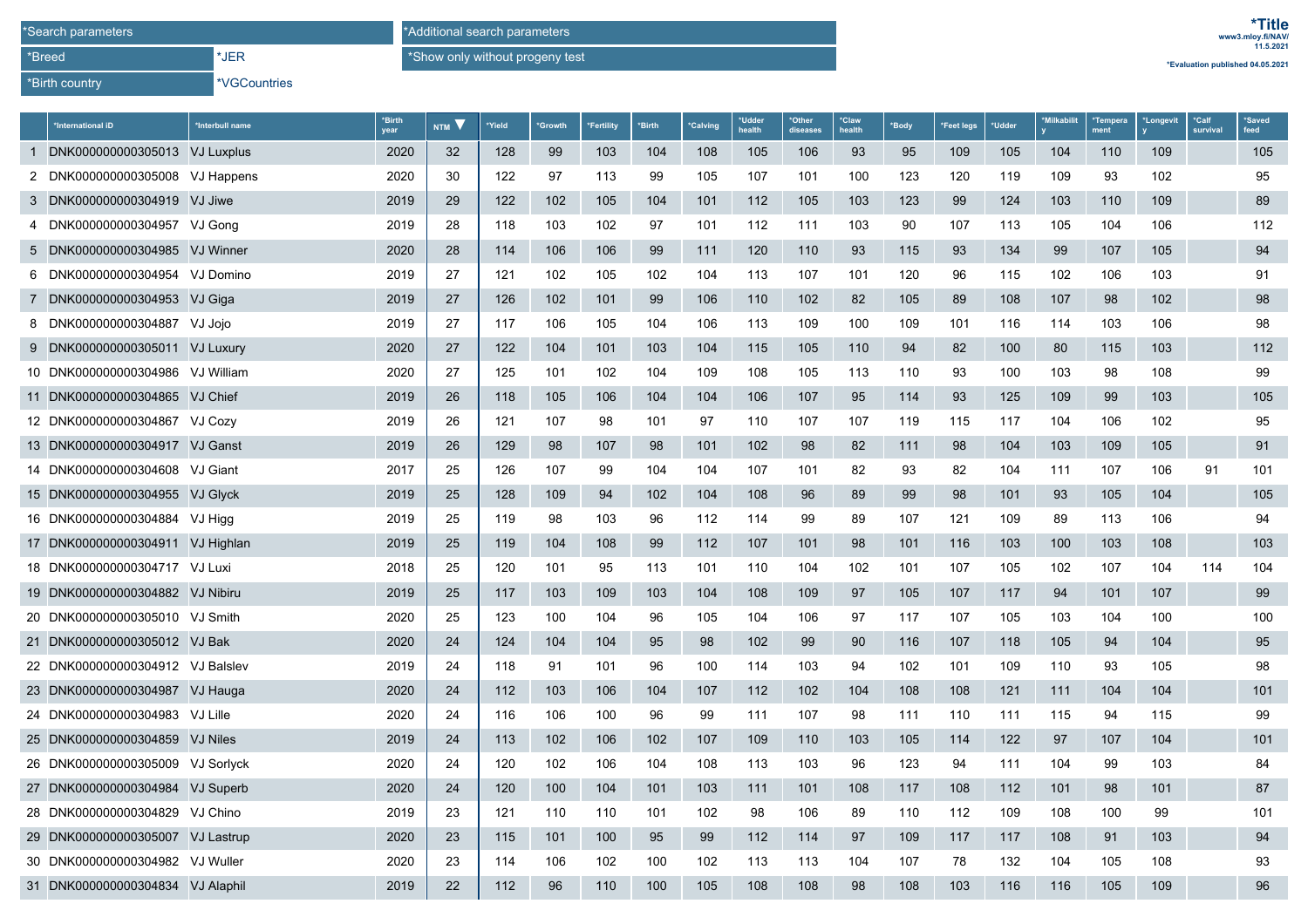| *Search parameters | | *Additional search parameters |
|---|---|---|
| *Breed | *JER | *Show only without progeny test |
| *Birth country | *VGCountries | |

**\*Title**
www3.mloy.fi/NAV/
11.5.2021

*Evaluation published 04.05.2021

| | *International ID | *Interbull name | *Birth year | NTM | *Yield | *Growth | *Fertility | *Birth | *Calving | *Udder health | *Other diseases | *Claw health | *Body | *Feet legs | *Udder | *Milkability | *Temperament | *Longevity | *Calf survival | *Saved feed |
|---|---|---|---|---|---|---|---|---|---|---|---|---|---|---|---|---|---|---|---|---|
| 1 | DNK000000000305013 | VJ Luxplus | 2020 | 32 | 128 | 99 | 103 | 104 | 108 | 105 | 106 | 93 | 95 | 109 | 105 | 104 | 110 | 109 | | 105 |
| 2 | DNK000000000305008 | VJ Happens | 2020 | 30 | 122 | 97 | 113 | 99 | 105 | 107 | 101 | 100 | 123 | 120 | 119 | 109 | 93 | 102 | | 95 |
| 3 | DNK000000000304919 | VJ Jiwe | 2019 | 29 | 122 | 102 | 105 | 104 | 101 | 112 | 105 | 103 | 123 | 99 | 124 | 103 | 110 | 109 | | 89 |
| 4 | DNK000000000304957 | VJ Gong | 2019 | 28 | 118 | 103 | 102 | 97 | 101 | 112 | 111 | 103 | 90 | 107 | 113 | 105 | 104 | 106 | | 112 |
| 5 | DNK000000000304985 | VJ Winner | 2020 | 28 | 114 | 106 | 106 | 99 | 111 | 120 | 110 | 93 | 115 | 93 | 134 | 99 | 107 | 105 | | 94 |
| 6 | DNK000000000304954 | VJ Domino | 2019 | 27 | 121 | 102 | 105 | 102 | 104 | 113 | 107 | 101 | 120 | 96 | 115 | 102 | 106 | 103 | | 91 |
| 7 | DNK000000000304953 | VJ Giga | 2019 | 27 | 126 | 102 | 101 | 99 | 106 | 110 | 102 | 82 | 105 | 89 | 108 | 107 | 98 | 102 | | 98 |
| 8 | DNK000000000304887 | VJ Jojo | 2019 | 27 | 117 | 106 | 105 | 104 | 106 | 113 | 109 | 100 | 109 | 101 | 116 | 114 | 103 | 106 | | 98 |
| 9 | DNK000000000305011 | VJ Luxury | 2020 | 27 | 122 | 104 | 101 | 103 | 104 | 115 | 105 | 110 | 94 | 82 | 100 | 80 | 115 | 103 | | 112 |
| 10 | DNK000000000304986 | VJ William | 2020 | 27 | 125 | 101 | 102 | 104 | 109 | 108 | 105 | 113 | 110 | 93 | 100 | 103 | 98 | 108 | | 99 |
| 11 | DNK000000000304865 | VJ Chief | 2019 | 26 | 118 | 105 | 106 | 104 | 104 | 106 | 107 | 95 | 114 | 93 | 125 | 109 | 99 | 103 | | 105 |
| 12 | DNK000000000304867 | VJ Cozy | 2019 | 26 | 121 | 107 | 98 | 101 | 97 | 110 | 107 | 107 | 119 | 115 | 117 | 104 | 106 | 102 | | 95 |
| 13 | DNK000000000304917 | VJ Ganst | 2019 | 26 | 129 | 98 | 107 | 98 | 101 | 102 | 98 | 82 | 111 | 98 | 104 | 103 | 109 | 105 | | 91 |
| 14 | DNK000000000304608 | VJ Giant | 2017 | 25 | 126 | 107 | 99 | 104 | 104 | 107 | 101 | 82 | 93 | 82 | 104 | 111 | 107 | 106 | 91 | 101 |
| 15 | DNK000000000304955 | VJ Glyck | 2019 | 25 | 128 | 109 | 94 | 102 | 104 | 108 | 96 | 89 | 99 | 98 | 101 | 93 | 105 | 104 | | 105 |
| 16 | DNK000000000304884 | VJ Higg | 2019 | 25 | 119 | 98 | 103 | 96 | 112 | 114 | 99 | 89 | 107 | 121 | 109 | 89 | 113 | 106 | | 94 |
| 17 | DNK000000000304911 | VJ Highlan | 2019 | 25 | 119 | 104 | 108 | 99 | 112 | 107 | 101 | 98 | 101 | 116 | 103 | 100 | 103 | 108 | | 103 |
| 18 | DNK000000000304717 | VJ Luxi | 2018 | 25 | 120 | 101 | 95 | 113 | 101 | 110 | 104 | 102 | 101 | 107 | 105 | 102 | 107 | 104 | 114 | 104 |
| 19 | DNK000000000304882 | VJ Nibiru | 2019 | 25 | 117 | 103 | 109 | 103 | 104 | 108 | 109 | 97 | 105 | 107 | 117 | 94 | 101 | 107 | | 99 |
| 20 | DNK000000000305010 | VJ Smith | 2020 | 25 | 123 | 100 | 104 | 96 | 105 | 104 | 106 | 97 | 117 | 107 | 105 | 103 | 104 | 100 | | 100 |
| 21 | DNK000000000305012 | VJ Bak | 2020 | 24 | 124 | 104 | 104 | 95 | 98 | 102 | 99 | 90 | 116 | 107 | 118 | 105 | 94 | 104 | | 95 |
| 22 | DNK000000000304912 | VJ Balslev | 2019 | 24 | 118 | 91 | 101 | 96 | 100 | 114 | 103 | 94 | 102 | 101 | 109 | 110 | 93 | 105 | | 98 |
| 23 | DNK000000000304987 | VJ Hauga | 2020 | 24 | 112 | 103 | 106 | 104 | 107 | 112 | 102 | 104 | 108 | 108 | 121 | 111 | 104 | 104 | | 101 |
| 24 | DNK000000000304983 | VJ Lille | 2020 | 24 | 116 | 106 | 100 | 96 | 99 | 111 | 107 | 98 | 111 | 110 | 111 | 115 | 94 | 115 | | 99 |
| 25 | DNK000000000304859 | VJ Niles | 2019 | 24 | 113 | 102 | 106 | 102 | 107 | 109 | 110 | 103 | 105 | 114 | 122 | 97 | 107 | 104 | | 101 |
| 26 | DNK000000000305009 | VJ Sorlyck | 2020 | 24 | 120 | 102 | 106 | 104 | 108 | 113 | 103 | 96 | 123 | 94 | 111 | 104 | 99 | 103 | | 84 |
| 27 | DNK000000000304984 | VJ Superb | 2020 | 24 | 120 | 100 | 104 | 101 | 103 | 111 | 101 | 108 | 117 | 108 | 112 | 101 | 98 | 101 | | 87 |
| 28 | DNK000000000304829 | VJ Chino | 2019 | 23 | 121 | 110 | 110 | 101 | 102 | 98 | 106 | 89 | 110 | 112 | 109 | 108 | 100 | 99 | | 101 |
| 29 | DNK000000000305007 | VJ Lastrup | 2020 | 23 | 115 | 101 | 100 | 95 | 99 | 112 | 114 | 97 | 109 | 117 | 117 | 108 | 91 | 103 | | 94 |
| 30 | DNK000000000304982 | VJ Wuller | 2020 | 23 | 114 | 106 | 102 | 100 | 102 | 113 | 113 | 104 | 107 | 78 | 132 | 104 | 105 | 108 | | 93 |
| 31 | DNK000000000304834 | VJ Alaphil | 2019 | 22 | 112 | 96 | 110 | 100 | 105 | 108 | 108 | 98 | 108 | 103 | 116 | 116 | 105 | 109 | | 96 |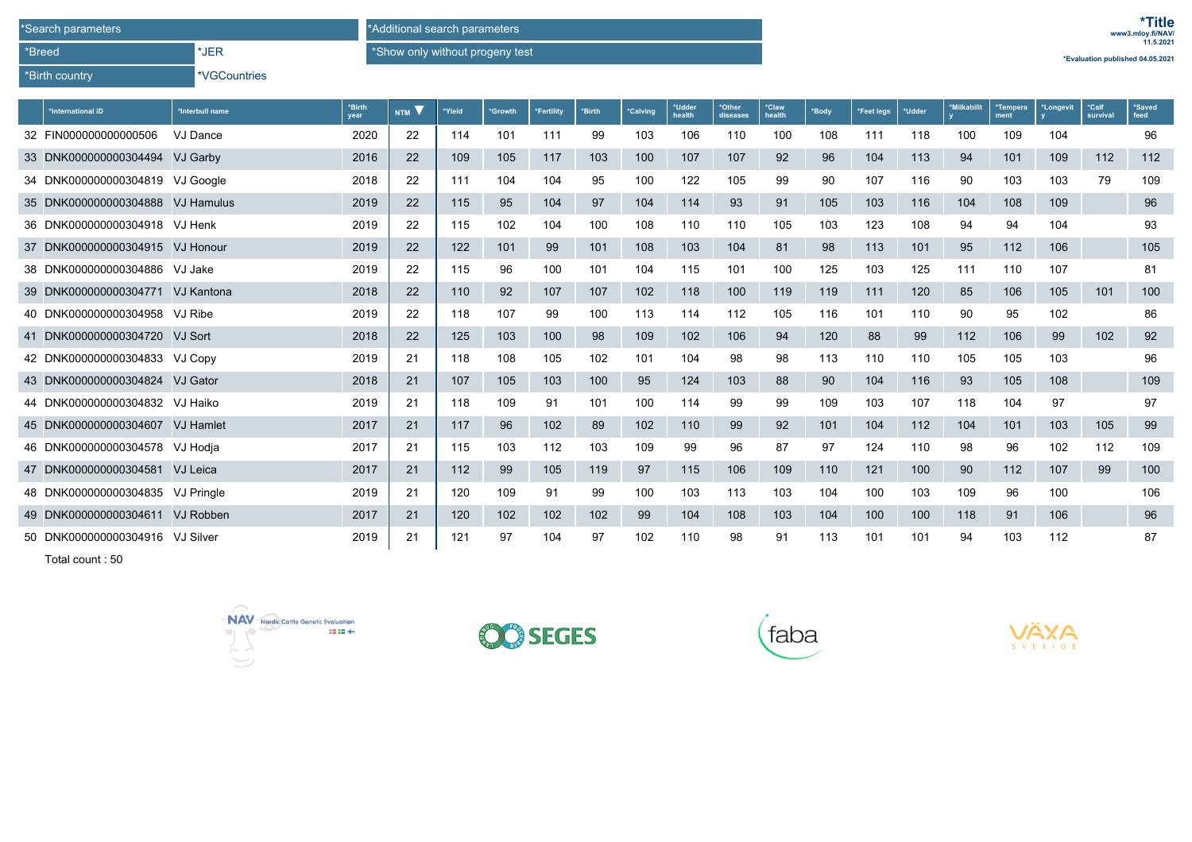| *Search parameters | | *Additional search parameters |
|---|---|---|
| *Breed | *JER | *Show only without progeny test |
| *Birth country | *VGCountries | |

**\*Title**
www3.mloy.fi/NAV/
11.5.2021

*Evaluation published 04.05.2021

| | *International ID | *Interbull name | *Birth year | NTM | *Yield | *Growth | *Fertility | *Birth | *Calving | *Udder health | *Other diseases | *Claw health | *Body | *Feet legs | *Udder | *Milkability | *Temperament | *Longevity | *Calf survival | *Saved feed |
|---|---|---|---|---|---|---|---|---|---|---|---|---|---|---|---|---|---|---|---|---|
| 32 | FIN000000000000506 | VJ Dance | 2020 | 22 | 114 | 101 | 111 | 99 | 103 | 106 | 110 | 100 | 108 | 111 | 118 | 100 | 109 | 104 | | 96 |
| 33 | DNK000000000304494 | VJ Garby | 2016 | 22 | 109 | 105 | 117 | 103 | 100 | 107 | 107 | 92 | 96 | 104 | 113 | 94 | 101 | 109 | 112 | 112 |
| 34 | DNK000000000304819 | VJ Google | 2018 | 22 | 111 | 104 | 104 | 95 | 100 | 122 | 105 | 99 | 90 | 107 | 116 | 90 | 103 | 103 | 79 | 109 |
| 35 | DNK000000000304888 | VJ Hamulus | 2019 | 22 | 115 | 95 | 104 | 97 | 104 | 114 | 93 | 91 | 105 | 103 | 116 | 104 | 108 | 109 | | 96 |
| 36 | DNK000000000304918 | VJ Henk | 2019 | 22 | 115 | 102 | 104 | 100 | 108 | 110 | 110 | 105 | 103 | 123 | 108 | 94 | 94 | 104 | | 93 |
| 37 | DNK000000000304915 | VJ Honour | 2019 | 22 | 122 | 101 | 99 | 101 | 108 | 103 | 104 | 81 | 98 | 113 | 101 | 95 | 112 | 106 | | 105 |
| 38 | DNK000000000304886 | VJ Jake | 2019 | 22 | 115 | 96 | 100 | 101 | 104 | 115 | 101 | 100 | 125 | 103 | 125 | 111 | 110 | 107 | | 81 |
| 39 | DNK000000000304771 | VJ Kantona | 2018 | 22 | 110 | 92 | 107 | 107 | 102 | 118 | 100 | 119 | 119 | 111 | 120 | 85 | 106 | 105 | 101 | 100 |
| 40 | DNK000000000304958 | VJ Ribe | 2019 | 22 | 118 | 107 | 99 | 100 | 113 | 114 | 112 | 105 | 116 | 101 | 110 | 90 | 95 | 102 | | 86 |
| 41 | DNK000000000304720 | VJ Sort | 2018 | 22 | 125 | 103 | 100 | 98 | 109 | 102 | 106 | 94 | 120 | 88 | 99 | 112 | 106 | 99 | 102 | 92 |
| 42 | DNK000000000304833 | VJ Copy | 2019 | 21 | 118 | 108 | 105 | 102 | 101 | 104 | 98 | 98 | 113 | 110 | 110 | 105 | 105 | 103 | | 96 |
| 43 | DNK000000000304824 | VJ Gator | 2018 | 21 | 107 | 105 | 103 | 100 | 95 | 124 | 103 | 88 | 90 | 104 | 116 | 93 | 105 | 108 | | 109 |
| 44 | DNK000000000304832 | VJ Haiko | 2019 | 21 | 118 | 109 | 91 | 101 | 100 | 114 | 99 | 99 | 109 | 103 | 107 | 118 | 104 | 97 | | 97 |
| 45 | DNK000000000304607 | VJ Hamlet | 2017 | 21 | 117 | 96 | 102 | 89 | 102 | 110 | 99 | 92 | 101 | 104 | 112 | 104 | 101 | 103 | 105 | 99 |
| 46 | DNK000000000304578 | VJ Hodja | 2017 | 21 | 115 | 103 | 112 | 103 | 109 | 99 | 96 | 87 | 97 | 124 | 110 | 98 | 96 | 102 | 112 | 109 |
| 47 | DNK000000000304581 | VJ Leica | 2017 | 21 | 112 | 99 | 105 | 119 | 97 | 115 | 106 | 109 | 110 | 121 | 100 | 90 | 112 | 107 | 99 | 100 |
| 48 | DNK000000000304835 | VJ Pringle | 2019 | 21 | 120 | 109 | 91 | 99 | 100 | 103 | 113 | 103 | 104 | 100 | 103 | 109 | 96 | 100 | | 106 |
| 49 | DNK000000000304611 | VJ Robben | 2017 | 21 | 120 | 102 | 102 | 102 | 99 | 104 | 108 | 103 | 104 | 100 | 100 | 118 | 91 | 106 | | 96 |
| 50 | DNK000000000304916 | VJ Silver | 2019 | 21 | 121 | 97 | 104 | 97 | 102 | 110 | 98 | 91 | 113 | 101 | 101 | 94 | 103 | 112 | | 87 |

Total count : 50

NAV Nordic Cattle Genetic Evaluation   SEGES   faba   VÄXA SVERIGE